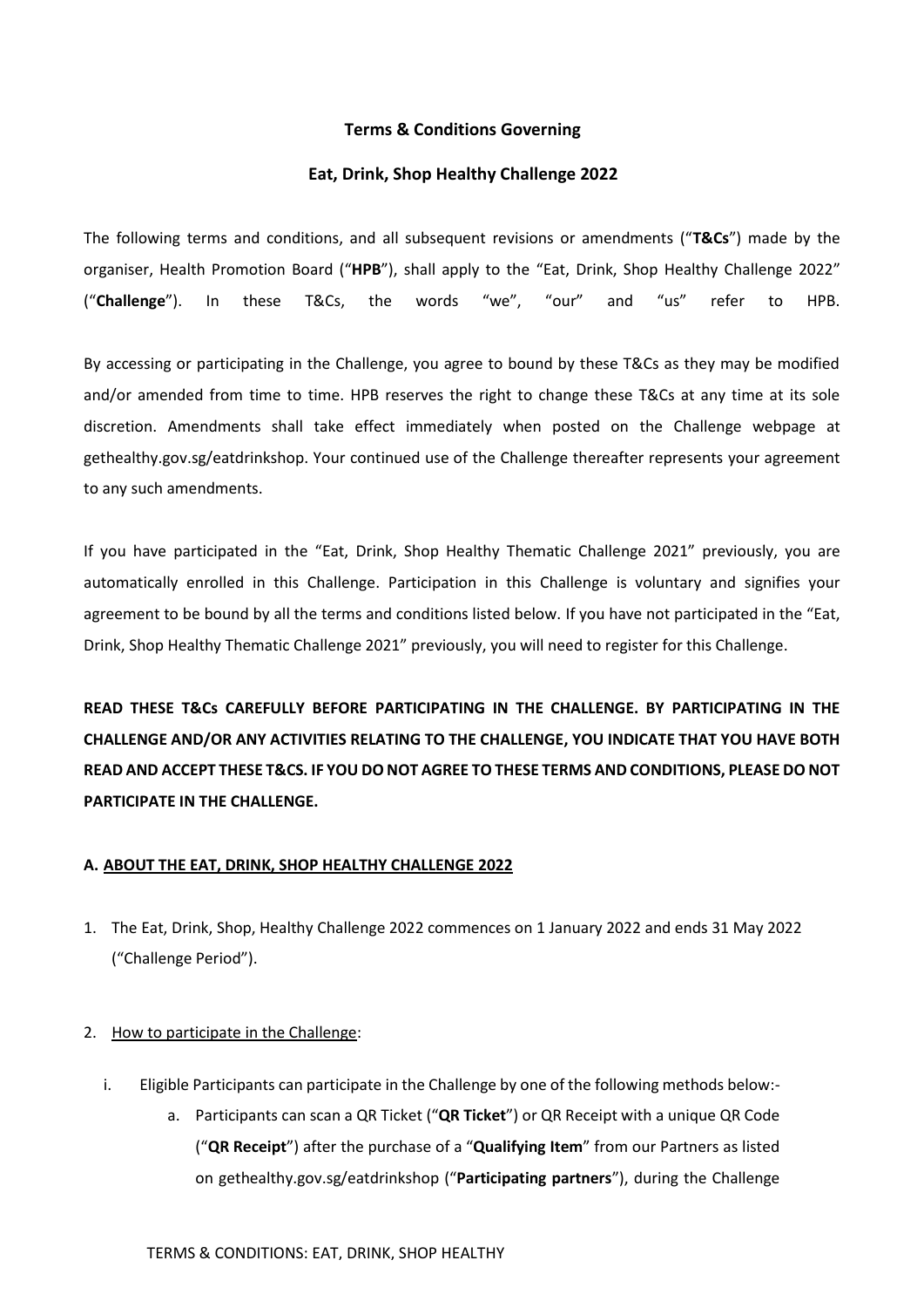**Terms & Conditions Governing**

**Eat, Drink, Shop Healthy Challenge 2022**

The following terms and conditions, and all subsequent revisions or amendments ("**T&Cs**") made by the organiser, Health Promotion Board ("**HPB**"), shall apply to the "Eat, Drink, Shop Healthy Challenge 2022" ("**Challenge**"). In these T&Cs, the words "we", "our" and "us" refer to HPB.

By accessing or participating in the Challenge, you agree to bound by these T&Cs as they may be modified and/or amended from time to time. HPB reserves the right to change these T&Cs at any time at its sole discretion. Amendments shall take effect immediately when posted on the Challenge webpage at gethealthy.gov.sg/eatdrinkshop. Your continued use of the Challenge thereafter represents your agreement to any such amendments.

If you have participated in the "Eat, Drink, Shop Healthy Thematic Challenge 2021" previously, you are automatically enrolled in this Challenge. Participation in this Challenge is voluntary and signifies your agreement to be bound by all the terms and conditions listed below. If you have not participated in the "Eat, Drink, Shop Healthy Thematic Challenge 2021" previously, you will need to register for this Challenge.

**READ THESE T&Cs CAREFULLY BEFORE PARTICIPATING IN THE CHALLENGE. BY PARTICIPATING IN THE CHALLENGE AND/OR ANY ACTIVITIES RELATING TO THE CHALLENGE, YOU INDICATE THAT YOU HAVE BOTH READ AND ACCEPT THESE T&CS. IF YOU DO NOT AGREE TO THESE TERMS AND CONDITIONS, PLEASE DO NOT PARTICIPATE IN THE CHALLENGE.**

## A. ABOUT THE EAT, DRINK, SHOP HEALTHY CHALLENGE 2022

1. The Eat, Drink, Shop, Healthy Challenge 2022 commences on 1 January 2022 and ends 31 May 2022 ("Challenge Period").

2. How to participate in the Challenge:

   i. Eligible Participants can participate in the Challenge by one of the following methods below:-

      a. Participants can scan a QR Ticket ("**QR Ticket**") or QR Receipt with a unique QR Code ("**QR Receipt**") after the purchase of a "**Qualifying Item**" from our Partners as listed on gethealthy.gov.sg/eatdrinkshop ("**Participating partners**"), during the Challenge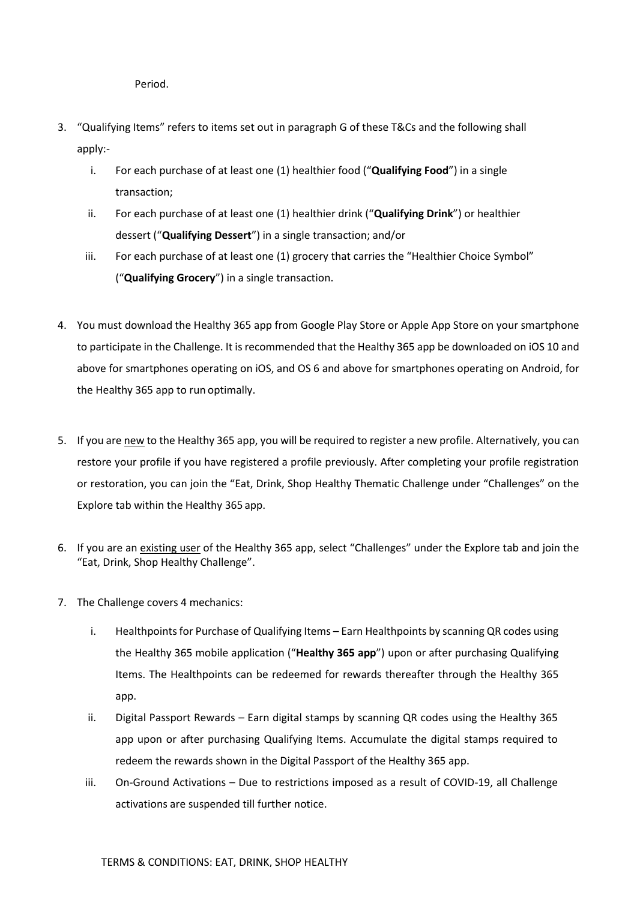Period.

3. "Qualifying Items" refers to items set out in paragraph G of these T&Cs and the following shall apply:-
   i. For each purchase of at least one (1) healthier food ("**Qualifying Food**") in a single transaction;
   ii. For each purchase of at least one (1) healthier drink ("**Qualifying Drink**") or healthier dessert ("**Qualifying Dessert**") in a single transaction; and/or
   iii. For each purchase of at least one (1) grocery that carries the "Healthier Choice Symbol" ("**Qualifying Grocery**") in a single transaction.

4. You must download the Healthy 365 app from Google Play Store or Apple App Store on your smartphone to participate in the Challenge. It is recommended that the Healthy 365 app be downloaded on iOS 10 and above for smartphones operating on iOS, and OS 6 and above for smartphones operating on Android, for the Healthy 365 app to run optimally.

5. If you are new to the Healthy 365 app, you will be required to register a new profile. Alternatively, you can restore your profile if you have registered a profile previously. After completing your profile registration or restoration, you can join the "Eat, Drink, Shop Healthy Thematic Challenge under "Challenges" on the Explore tab within the Healthy 365 app.

6. If you are an existing user of the Healthy 365 app, select "Challenges" under the Explore tab and join the "Eat, Drink, Shop Healthy Challenge".

7. The Challenge covers 4 mechanics:
   i. Healthpoints for Purchase of Qualifying Items – Earn Healthpoints by scanning QR codes using the Healthy 365 mobile application ("**Healthy 365 app**") upon or after purchasing Qualifying Items. The Healthpoints can be redeemed for rewards thereafter through the Healthy 365 app.
   ii. Digital Passport Rewards – Earn digital stamps by scanning QR codes using the Healthy 365 app upon or after purchasing Qualifying Items. Accumulate the digital stamps required to redeem the rewards shown in the Digital Passport of the Healthy 365 app.
   iii. On-Ground Activations – Due to restrictions imposed as a result of COVID-19, all Challenge activations are suspended till further notice.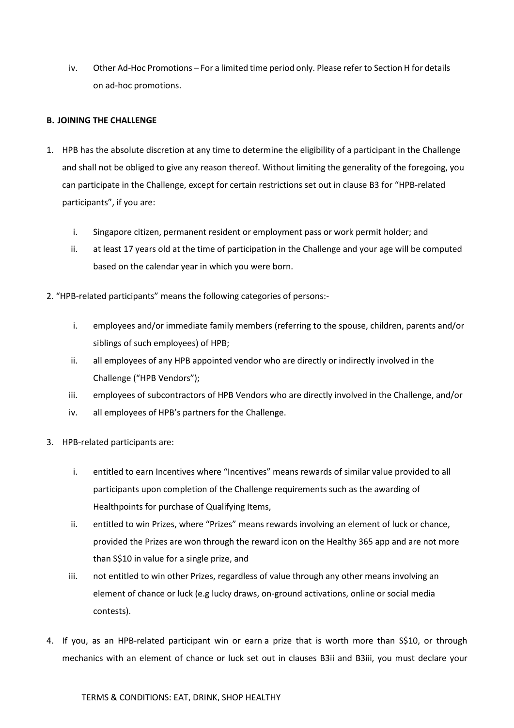iv. Other Ad-Hoc Promotions – For a limited time period only. Please refer to Section H for details on ad-hoc promotions.

**B. <u>JOINING THE CHALLENGE</u>**

1. HPB has the absolute discretion at any time to determine the eligibility of a participant in the Challenge and shall not be obliged to give any reason thereof. Without limiting the generality of the foregoing, you can participate in the Challenge, except for certain restrictions set out in clause B3 for "HPB-related participants", if you are:

   i. Singapore citizen, permanent resident or employment pass or work permit holder; and
   
   ii. at least 17 years old at the time of participation in the Challenge and your age will be computed based on the calendar year in which you were born.

2. "HPB-related participants" means the following categories of persons:-

   i. employees and/or immediate family members (referring to the spouse, children, parents and/or siblings of such employees) of HPB;
   
   ii. all employees of any HPB appointed vendor who are directly or indirectly involved in the Challenge ("HPB Vendors");
   
   iii. employees of subcontractors of HPB Vendors who are directly involved in the Challenge, and/or
   
   iv. all employees of HPB's partners for the Challenge.

3. HPB-related participants are:

   i. entitled to earn Incentives where "Incentives" means rewards of similar value provided to all participants upon completion of the Challenge requirements such as the awarding of Healthpoints for purchase of Qualifying Items,
   
   ii. entitled to win Prizes, where "Prizes" means rewards involving an element of luck or chance, provided the Prizes are won through the reward icon on the Healthy 365 app and are not more than S$10 in value for a single prize, and
   
   iii. not entitled to win other Prizes, regardless of value through any other means involving an element of chance or luck (e.g lucky draws, on-ground activations, online or social media contests).

4. If you, as an HPB-related participant win or earn a prize that is worth more than S$10, or through mechanics with an element of chance or luck set out in clauses B3ii and B3iii, you must declare your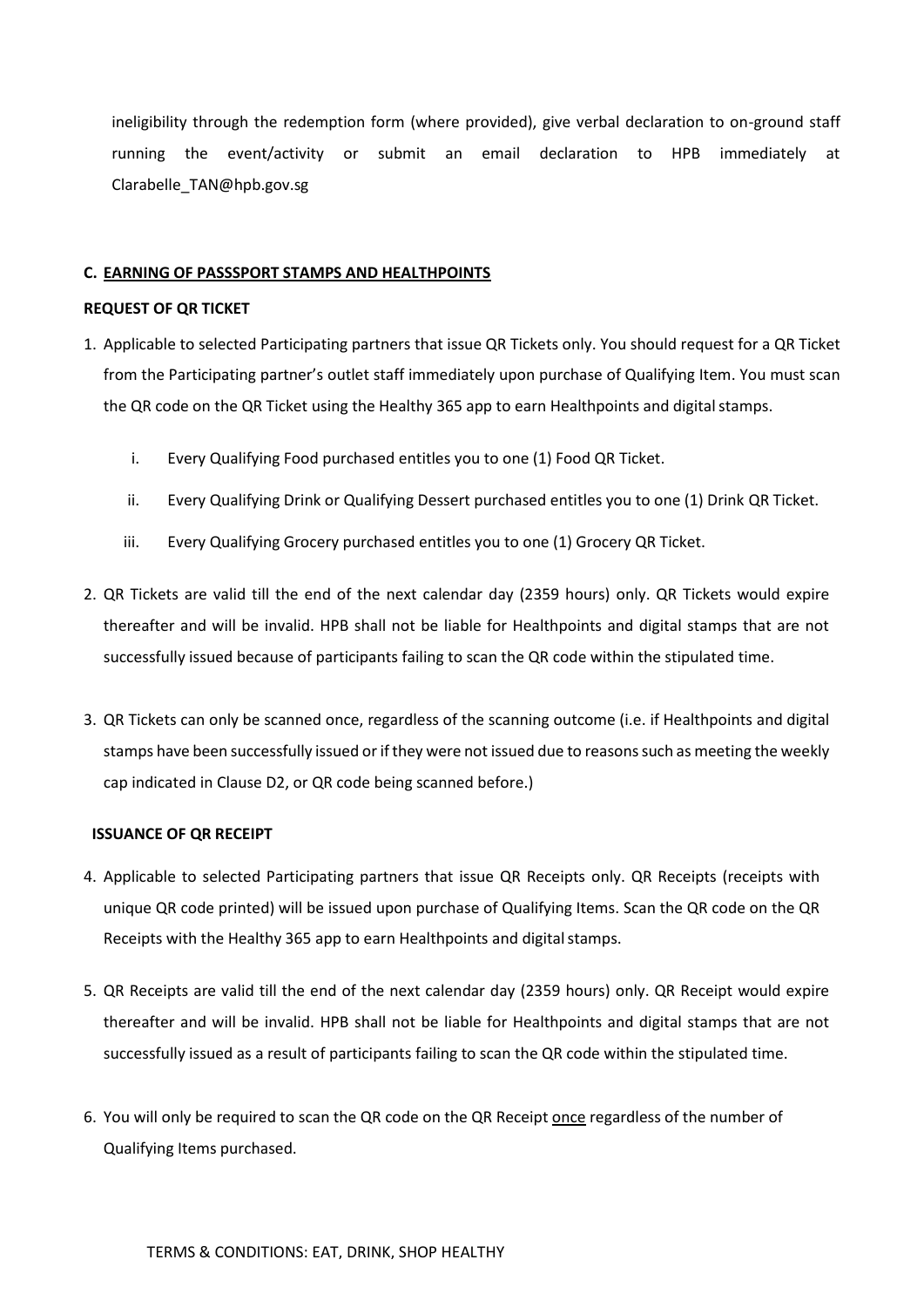ineligibility through the redemption form (where provided), give verbal declaration to on-ground staff running the event/activity or submit an email declaration to HPB immediately at Clarabelle_TAN@hpb.gov.sg

**C. <u>EARNING OF PASSSPORT STAMPS AND HEALTHPOINTS</u>**

**REQUEST OF QR TICKET**

1. Applicable to selected Participating partners that issue QR Tickets only. You should request for a QR Ticket from the Participating partner's outlet staff immediately upon purchase of Qualifying Item. You must scan the QR code on the QR Ticket using the Healthy 365 app to earn Healthpoints and digital stamps.

   i. Every Qualifying Food purchased entitles you to one (1) Food QR Ticket.

   ii. Every Qualifying Drink or Qualifying Dessert purchased entitles you to one (1) Drink QR Ticket.

   iii. Every Qualifying Grocery purchased entitles you to one (1) Grocery QR Ticket.

2. QR Tickets are valid till the end of the next calendar day (2359 hours) only. QR Tickets would expire thereafter and will be invalid. HPB shall not be liable for Healthpoints and digital stamps that are not successfully issued because of participants failing to scan the QR code within the stipulated time.

3. QR Tickets can only be scanned once, regardless of the scanning outcome (i.e. if Healthpoints and digital stamps have been successfully issued or if they were not issued due to reasons such as meeting the weekly cap indicated in Clause D2, or QR code being scanned before.)

**ISSUANCE OF QR RECEIPT**

4. Applicable to selected Participating partners that issue QR Receipts only. QR Receipts (receipts with unique QR code printed) will be issued upon purchase of Qualifying Items. Scan the QR code on the QR Receipts with the Healthy 365 app to earn Healthpoints and digital stamps.

5. QR Receipts are valid till the end of the next calendar day (2359 hours) only. QR Receipt would expire thereafter and will be invalid. HPB shall not be liable for Healthpoints and digital stamps that are not successfully issued as a result of participants failing to scan the QR code within the stipulated time.

6. You will only be required to scan the QR code on the QR Receipt <u>once</u> regardless of the number of Qualifying Items purchased.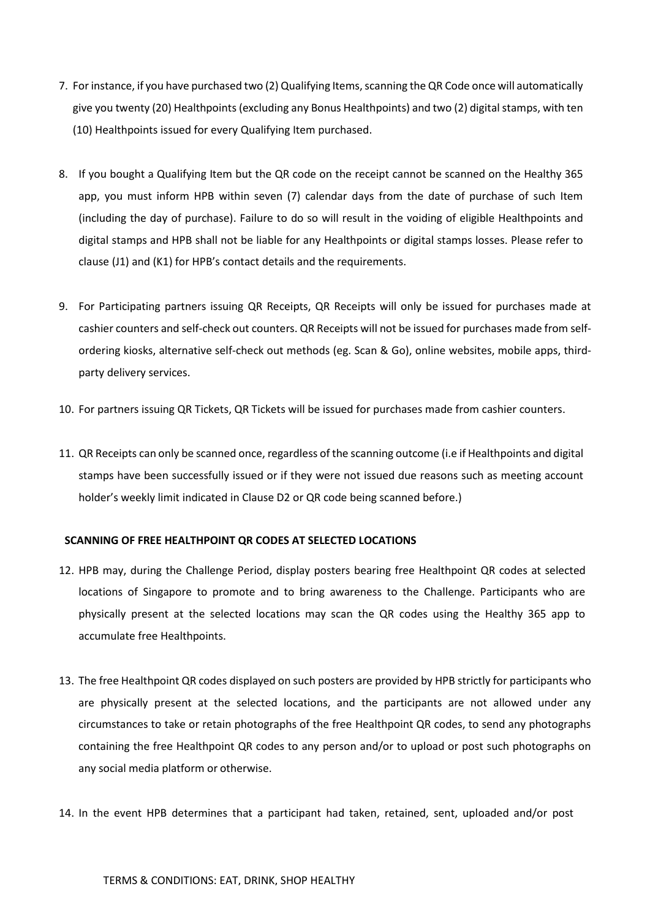7. For instance, if you have purchased two (2) Qualifying Items, scanning the QR Code once will automatically give you twenty (20) Healthpoints (excluding any Bonus Healthpoints) and two (2) digital stamps, with ten (10) Healthpoints issued for every Qualifying Item purchased.

8. If you bought a Qualifying Item but the QR code on the receipt cannot be scanned on the Healthy 365 app, you must inform HPB within seven (7) calendar days from the date of purchase of such Item (including the day of purchase). Failure to do so will result in the voiding of eligible Healthpoints and digital stamps and HPB shall not be liable for any Healthpoints or digital stamps losses. Please refer to clause (J1) and (K1) for HPB's contact details and the requirements.

9. For Participating partners issuing QR Receipts, QR Receipts will only be issued for purchases made at cashier counters and self-check out counters. QR Receipts will not be issued for purchases made from self-ordering kiosks, alternative self-check out methods (eg. Scan & Go), online websites, mobile apps, third-party delivery services.

10. For partners issuing QR Tickets, QR Tickets will be issued for purchases made from cashier counters.

11. QR Receipts can only be scanned once, regardless of the scanning outcome (i.e if Healthpoints and digital stamps have been successfully issued or if they were not issued due reasons such as meeting account holder's weekly limit indicated in Clause D2 or QR code being scanned before.)

**SCANNING OF FREE HEALTHPOINT QR CODES AT SELECTED LOCATIONS**

12. HPB may, during the Challenge Period, display posters bearing free Healthpoint QR codes at selected locations of Singapore to promote and to bring awareness to the Challenge. Participants who are physically present at the selected locations may scan the QR codes using the Healthy 365 app to accumulate free Healthpoints.

13. The free Healthpoint QR codes displayed on such posters are provided by HPB strictly for participants who are physically present at the selected locations, and the participants are not allowed under any circumstances to take or retain photographs of the free Healthpoint QR codes, to send any photographs containing the free Healthpoint QR codes to any person and/or to upload or post such photographs on any social media platform or otherwise.

14. In the event HPB determines that a participant had taken, retained, sent, uploaded and/or post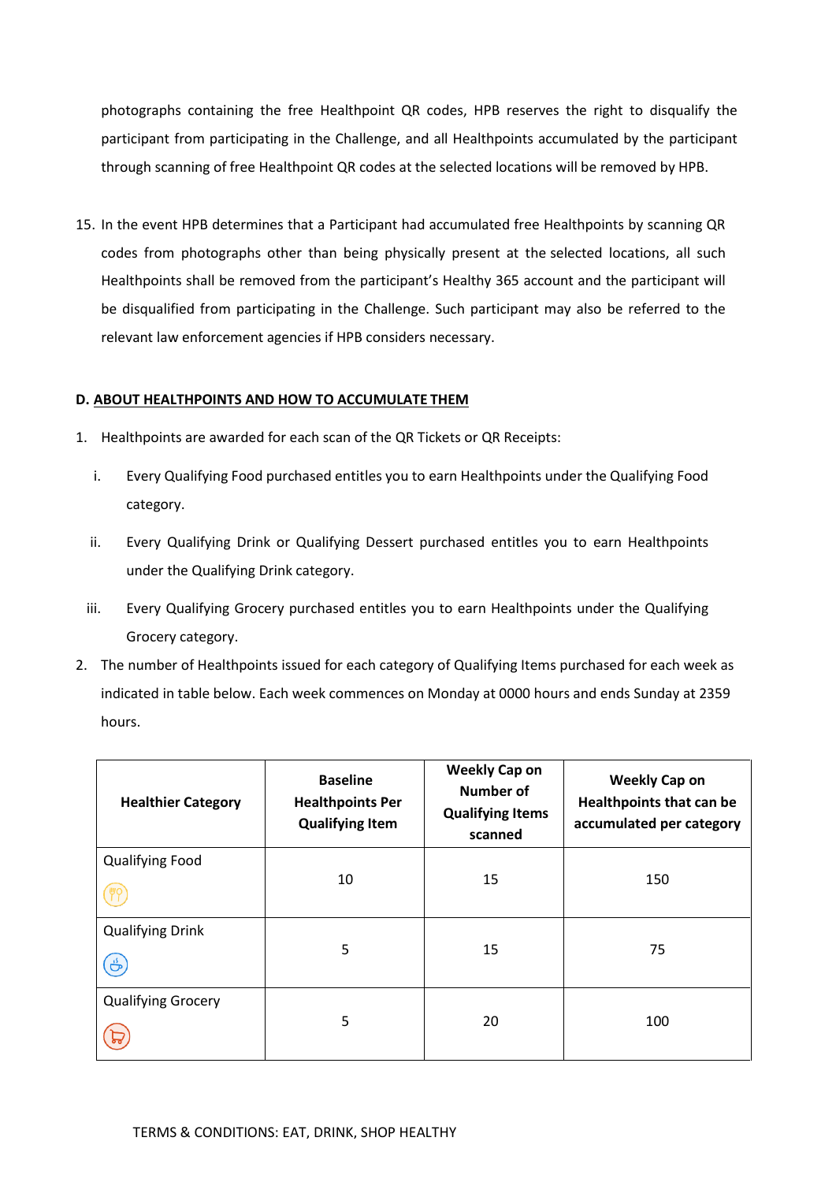photographs containing the free Healthpoint QR codes, HPB reserves the right to disqualify the participant from participating in the Challenge, and all Healthpoints accumulated by the participant through scanning of free Healthpoint QR codes at the selected locations will be removed by HPB.

15. In the event HPB determines that a Participant had accumulated free Healthpoints by scanning QR codes from photographs other than being physically present at the selected locations, all such Healthpoints shall be removed from the participant's Healthy 365 account and the participant will be disqualified from participating in the Challenge. Such participant may also be referred to the relevant law enforcement agencies if HPB considers necessary.

## D. ABOUT HEALTHPOINTS AND HOW TO ACCUMULATE THEM

1. Healthpoints are awarded for each scan of the QR Tickets or QR Receipts:

   i. Every Qualifying Food purchased entitles you to earn Healthpoints under the Qualifying Food category.

   ii. Every Qualifying Drink or Qualifying Dessert purchased entitles you to earn Healthpoints under the Qualifying Drink category.

   iii. Every Qualifying Grocery purchased entitles you to earn Healthpoints under the Qualifying Grocery category.

2. The number of Healthpoints issued for each category of Qualifying Items purchased for each week as indicated in table below. Each week commences on Monday at 0000 hours and ends Sunday at 2359 hours.

| Healthier Category | Baseline Healthpoints Per Qualifying Item | Weekly Cap on Number of Qualifying Items scanned | Weekly Cap on Healthpoints that can be accumulated per category |
|---|---|---|---|
| Qualifying Food | 10 | 15 | 150 |
| Qualifying Drink | 5 | 15 | 75 |
| Qualifying Grocery | 5 | 20 | 100 |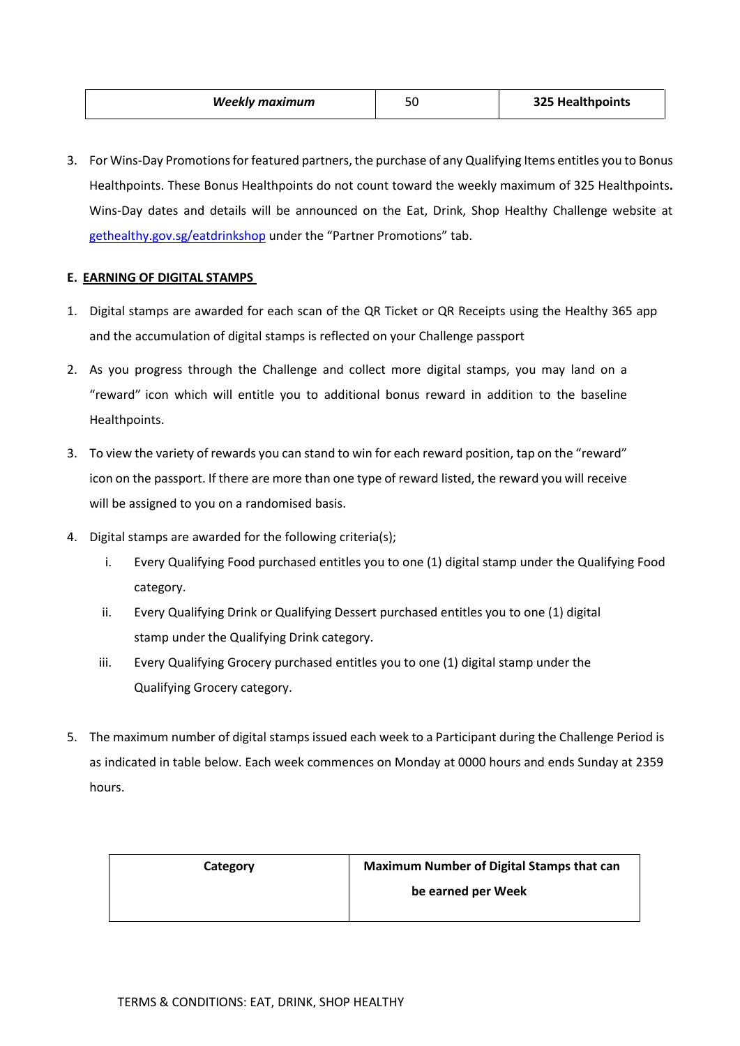| *Weekly maximum* | 50 | **325 Healthpoints** |
|---|---|---|

3. For Wins-Day Promotions for featured partners, the purchase of any Qualifying Items entitles you to Bonus Healthpoints. These Bonus Healthpoints do not count toward the weekly maximum of 325 Healthpoints**.** Wins-Day dates and details will be announced on the Eat, Drink, Shop Healthy Challenge website at [gethealthy.gov.sg/eatdrinkshop](gethealthy.gov.sg/eatdrinkshop) under the "Partner Promotions" tab.

**E. EARNING OF DIGITAL STAMPS**

1. Digital stamps are awarded for each scan of the QR Ticket or QR Receipts using the Healthy 365 app and the accumulation of digital stamps is reflected on your Challenge passport
2. As you progress through the Challenge and collect more digital stamps, you may land on a "reward" icon which will entitle you to additional bonus reward in addition to the baseline Healthpoints.
3. To view the variety of rewards you can stand to win for each reward position, tap on the "reward" icon on the passport. If there are more than one type of reward listed, the reward you will receive will be assigned to you on a randomised basis.
4. Digital stamps are awarded for the following criteria(s);
   i. Every Qualifying Food purchased entitles you to one (1) digital stamp under the Qualifying Food category.
   ii. Every Qualifying Drink or Qualifying Dessert purchased entitles you to one (1) digital stamp under the Qualifying Drink category.
   iii. Every Qualifying Grocery purchased entitles you to one (1) digital stamp under the Qualifying Grocery category.
5. The maximum number of digital stamps issued each week to a Participant during the Challenge Period is as indicated in table below. Each week commences on Monday at 0000 hours and ends Sunday at 2359 hours.

| Category | Maximum Number of Digital Stamps that can be earned per Week |
|---|---|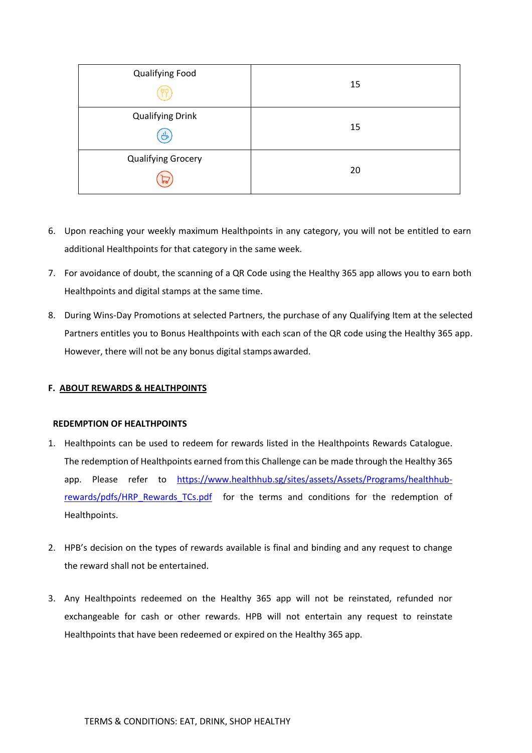| Qualifying Food | 15 |
|---|---|
| Qualifying Drink | 15 |
| Qualifying Grocery | 20 |

6. Upon reaching your weekly maximum Healthpoints in any category, you will not be entitled to earn additional Healthpoints for that category in the same week.

7. For avoidance of doubt, the scanning of a QR Code using the Healthy 365 app allows you to earn both Healthpoints and digital stamps at the same time.

8. During Wins-Day Promotions at selected Partners, the purchase of any Qualifying Item at the selected Partners entitles you to Bonus Healthpoints with each scan of the QR code using the Healthy 365 app. However, there will not be any bonus digital stamps awarded.

## F. ABOUT REWARDS & HEALTHPOINTS

### REDEMPTION OF HEALTHPOINTS

1. Healthpoints can be used to redeem for rewards listed in the Healthpoints Rewards Catalogue. The redemption of Healthpoints earned from this Challenge can be made through the Healthy 365 app. Please refer to https://www.healthhub.sg/sites/assets/Assets/Programs/healthhub-rewards/pdfs/HRP_Rewards_TCs.pdf for the terms and conditions for the redemption of Healthpoints.

2. HPB's decision on the types of rewards available is final and binding and any request to change the reward shall not be entertained.

3. Any Healthpoints redeemed on the Healthy 365 app will not be reinstated, refunded nor exchangeable for cash or other rewards. HPB will not entertain any request to reinstate Healthpoints that have been redeemed or expired on the Healthy 365 app.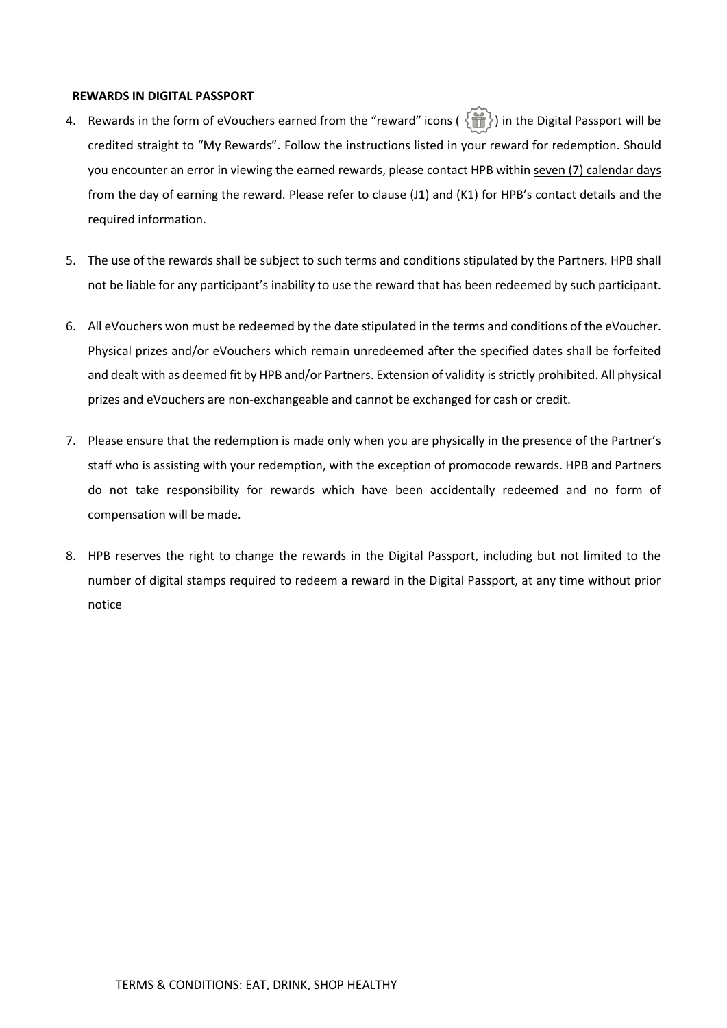**REWARDS IN DIGITAL PASSPORT**

4. Rewards in the form of eVouchers earned from the "reward" icons ( ) in the Digital Passport will be credited straight to "My Rewards". Follow the instructions listed in your reward for redemption. Should you encounter an error in viewing the earned rewards, please contact HPB within seven (7) calendar days from the day of earning the reward. Please refer to clause (J1) and (K1) for HPB's contact details and the required information.

5. The use of the rewards shall be subject to such terms and conditions stipulated by the Partners. HPB shall not be liable for any participant's inability to use the reward that has been redeemed by such participant.

6. All eVouchers won must be redeemed by the date stipulated in the terms and conditions of the eVoucher. Physical prizes and/or eVouchers which remain unredeemed after the specified dates shall be forfeited and dealt with as deemed fit by HPB and/or Partners. Extension of validity is strictly prohibited. All physical prizes and eVouchers are non-exchangeable and cannot be exchanged for cash or credit.

7. Please ensure that the redemption is made only when you are physically in the presence of the Partner's staff who is assisting with your redemption, with the exception of promocode rewards. HPB and Partners do not take responsibility for rewards which have been accidentally redeemed and no form of compensation will be made.

8. HPB reserves the right to change the rewards in the Digital Passport, including but not limited to the number of digital stamps required to redeem a reward in the Digital Passport, at any time without prior notice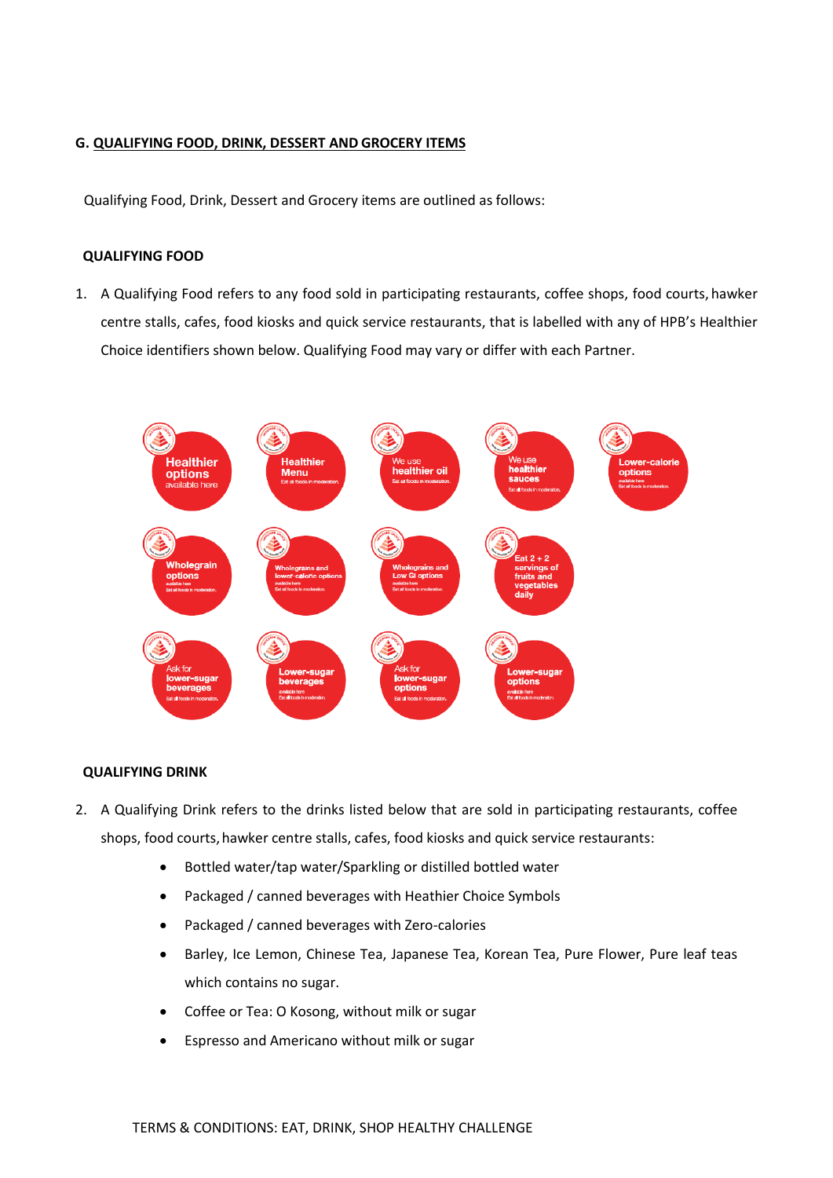## G. QUALIFYING FOOD, DRINK, DESSERT AND GROCERY ITEMS

Qualifying Food, Drink, Dessert and Grocery items are outlined as follows:

### QUALIFYING FOOD

1. A Qualifying Food refers to any food sold in participating restaurants, coffee shops, food courts, hawker centre stalls, cafes, food kiosks and quick service restaurants, that is labelled with any of HPB's Healthier Choice identifiers shown below. Qualifying Food may vary or differ with each Partner.

### QUALIFYING DRINK

2. A Qualifying Drink refers to the drinks listed below that are sold in participating restaurants, coffee shops, food courts, hawker centre stalls, cafes, food kiosks and quick service restaurants:
   - Bottled water/tap water/Sparkling or distilled bottled water
   - Packaged / canned beverages with Heathier Choice Symbols
   - Packaged / canned beverages with Zero-calories
   - Barley, Ice Lemon, Chinese Tea, Japanese Tea, Korean Tea, Pure Flower, Pure leaf teas which contains no sugar.
   - Coffee or Tea: O Kosong, without milk or sugar
   - Espresso and Americano without milk or sugar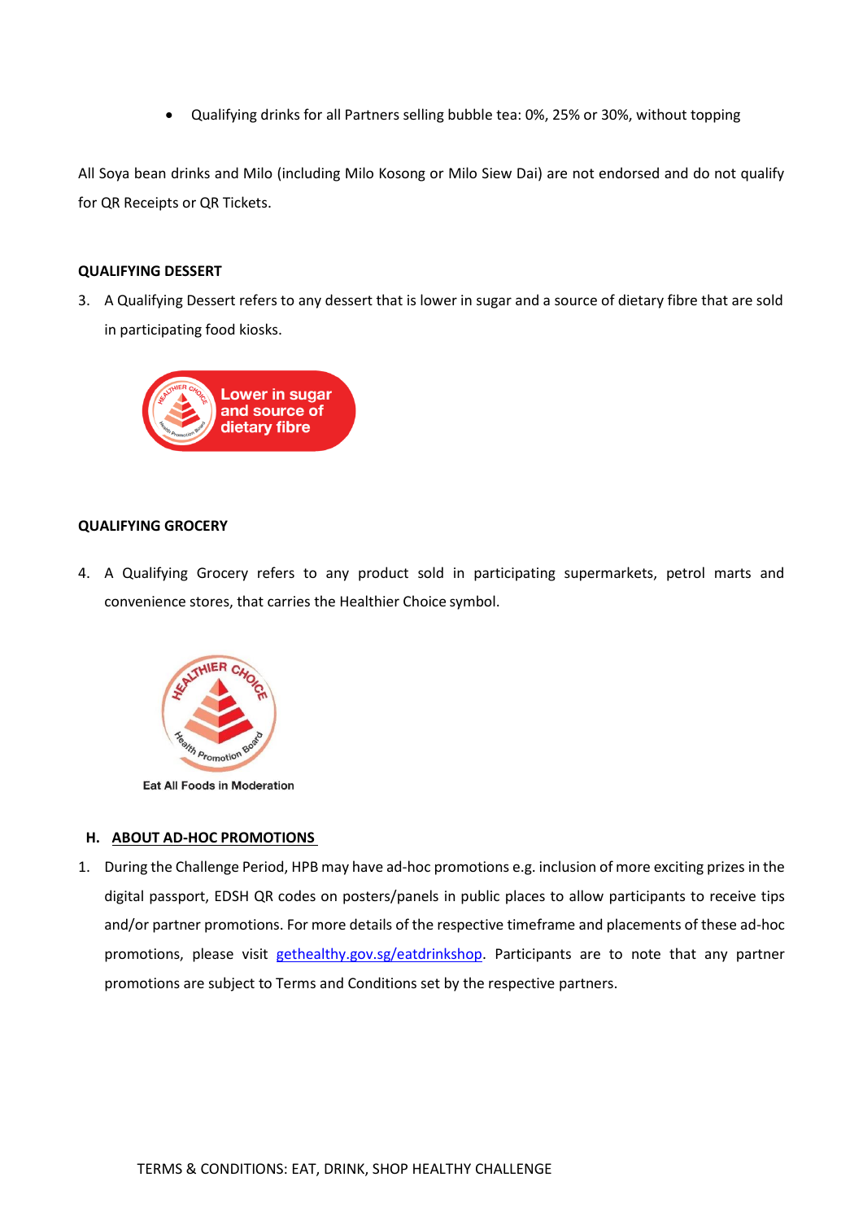- Qualifying drinks for all Partners selling bubble tea: 0%, 25% or 30%, without topping

All Soya bean drinks and Milo (including Milo Kosong or Milo Siew Dai) are not endorsed and do not qualify for QR Receipts or QR Tickets.

**QUALIFYING DESSERT**

3. A Qualifying Dessert refers to any dessert that is lower in sugar and a source of dietary fibre that are sold in participating food kiosks.

**QUALIFYING GROCERY**

4. A Qualifying Grocery refers to any product sold in participating supermarkets, petrol marts and convenience stores, that carries the Healthier Choice symbol.

## H. ABOUT AD-HOC PROMOTIONS

1. During the Challenge Period, HPB may have ad-hoc promotions e.g. inclusion of more exciting prizes in the digital passport, EDSH QR codes on posters/panels in public places to allow participants to receive tips and/or partner promotions. For more details of the respective timeframe and placements of these ad-hoc promotions, please visit [gethealthy.gov.sg/eatdrinkshop](gethealthy.gov.sg/eatdrinkshop). Participants are to note that any partner promotions are subject to Terms and Conditions set by the respective partners.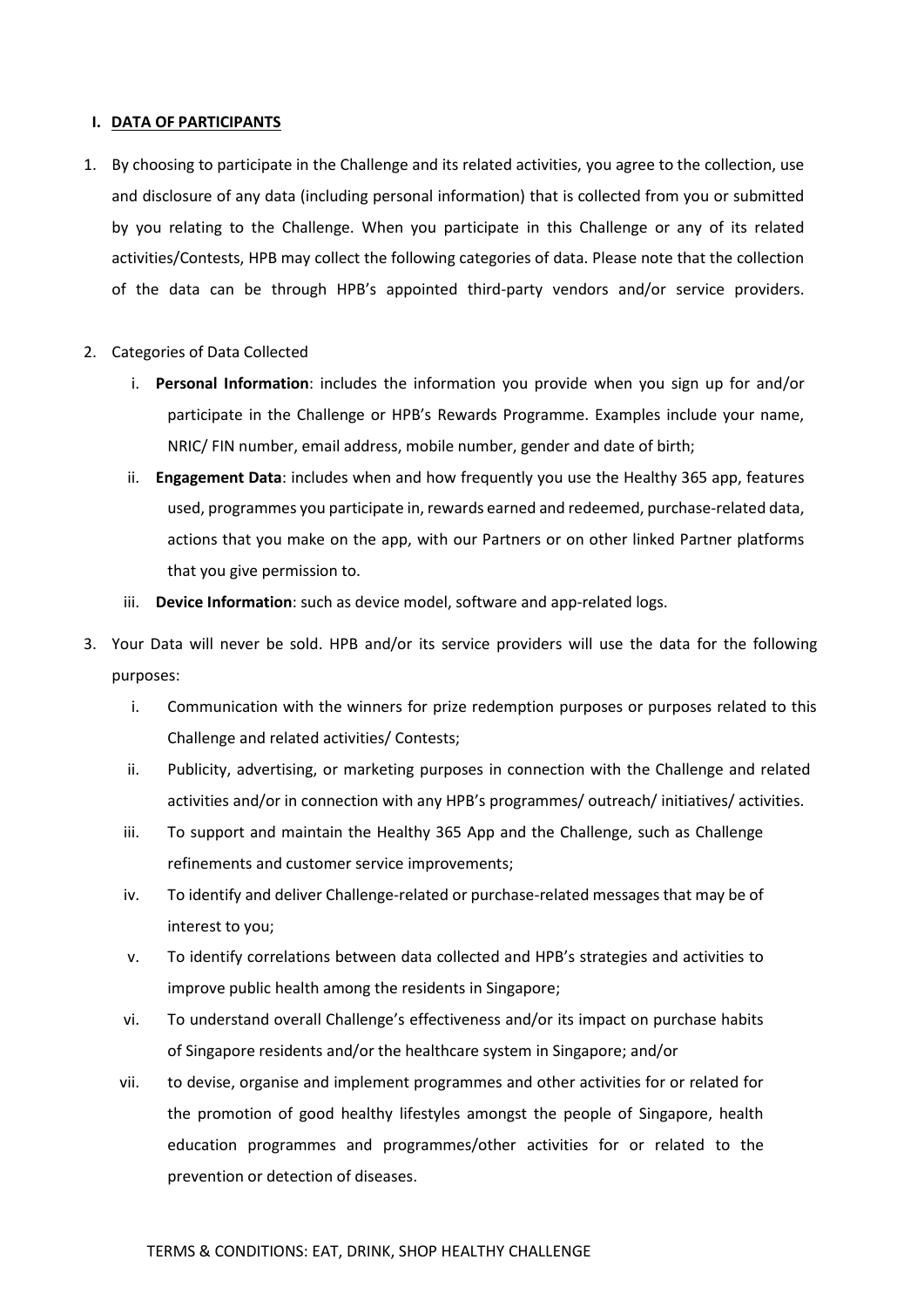## I. DATA OF PARTICIPANTS

1. By choosing to participate in the Challenge and its related activities, you agree to the collection, use and disclosure of any data (including personal information) that is collected from you or submitted by you relating to the Challenge. When you participate in this Challenge or any of its related activities/Contests, HPB may collect the following categories of data. Please note that the collection of the data can be through HPB's appointed third-party vendors and/or service providers.

2. Categories of Data Collected
   i. **Personal Information**: includes the information you provide when you sign up for and/or participate in the Challenge or HPB's Rewards Programme. Examples include your name, NRIC/ FIN number, email address, mobile number, gender and date of birth;
   ii. **Engagement Data**: includes when and how frequently you use the Healthy 365 app, features used, programmes you participate in, rewards earned and redeemed, purchase-related data, actions that you make on the app, with our Partners or on other linked Partner platforms that you give permission to.
   iii. **Device Information**: such as device model, software and app-related logs.

3. Your Data will never be sold. HPB and/or its service providers will use the data for the following purposes:
   i. Communication with the winners for prize redemption purposes or purposes related to this Challenge and related activities/ Contests;
   ii. Publicity, advertising, or marketing purposes in connection with the Challenge and related activities and/or in connection with any HPB's programmes/ outreach/ initiatives/ activities.
   iii. To support and maintain the Healthy 365 App and the Challenge, such as Challenge refinements and customer service improvements;
   iv. To identify and deliver Challenge-related or purchase-related messages that may be of interest to you;
   v. To identify correlations between data collected and HPB's strategies and activities to improve public health among the residents in Singapore;
   vi. To understand overall Challenge's effectiveness and/or its impact on purchase habits of Singapore residents and/or the healthcare system in Singapore; and/or
   vii. to devise, organise and implement programmes and other activities for or related for the promotion of good healthy lifestyles amongst the people of Singapore, health education programmes and programmes/other activities for or related to the prevention or detection of diseases.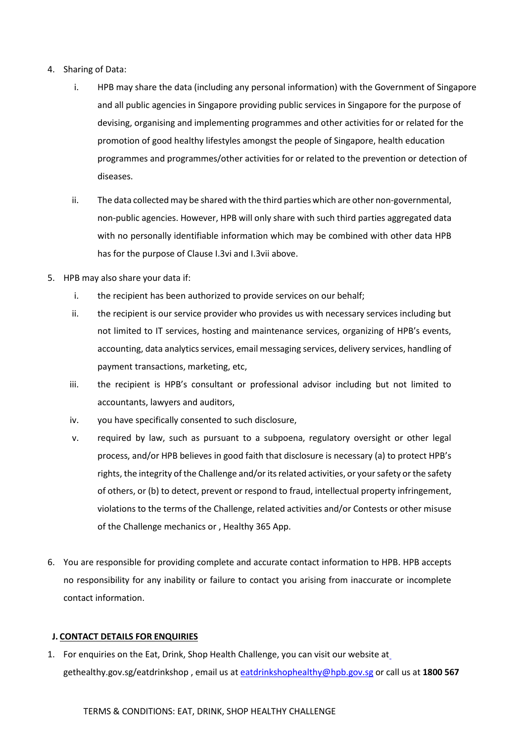4. Sharing of Data:

    i. HPB may share the data (including any personal information) with the Government of Singapore and all public agencies in Singapore providing public services in Singapore for the purpose of devising, organising and implementing programmes and other activities for or related for the promotion of good healthy lifestyles amongst the people of Singapore, health education programmes and programmes/other activities for or related to the prevention or detection of diseases.

    ii. The data collected may be shared with the third parties which are other non-governmental, non-public agencies. However, HPB will only share with such third parties aggregated data with no personally identifiable information which may be combined with other data HPB has for the purpose of Clause I.3vi and I.3vii above.

5. HPB may also share your data if:

    i. the recipient has been authorized to provide services on our behalf;
    ii. the recipient is our service provider who provides us with necessary services including but not limited to IT services, hosting and maintenance services, organizing of HPB's events, accounting, data analytics services, email messaging services, delivery services, handling of payment transactions, marketing, etc,
    iii. the recipient is HPB's consultant or professional advisor including but not limited to accountants, lawyers and auditors,
    iv. you have specifically consented to such disclosure,
    v. required by law, such as pursuant to a subpoena, regulatory oversight or other legal process, and/or HPB believes in good faith that disclosure is necessary (a) to protect HPB's rights, the integrity of the Challenge and/or its related activities, or your safety or the safety of others, or (b) to detect, prevent or respond to fraud, intellectual property infringement, violations to the terms of the Challenge, related activities and/or Contests or other misuse of the Challenge mechanics or , Healthy 365 App.

6. You are responsible for providing complete and accurate contact information to HPB. HPB accepts no responsibility for any inability or failure to contact you arising from inaccurate or incomplete contact information.

## J. CONTACT DETAILS FOR ENQUIRIES

1. For enquiries on the Eat, Drink, Shop Health Challenge, you can visit our website at gethealthy.gov.sg/eatdrinkshop , email us at eatdrinkshophealthy@hpb.gov.sg or call us at **1800 567**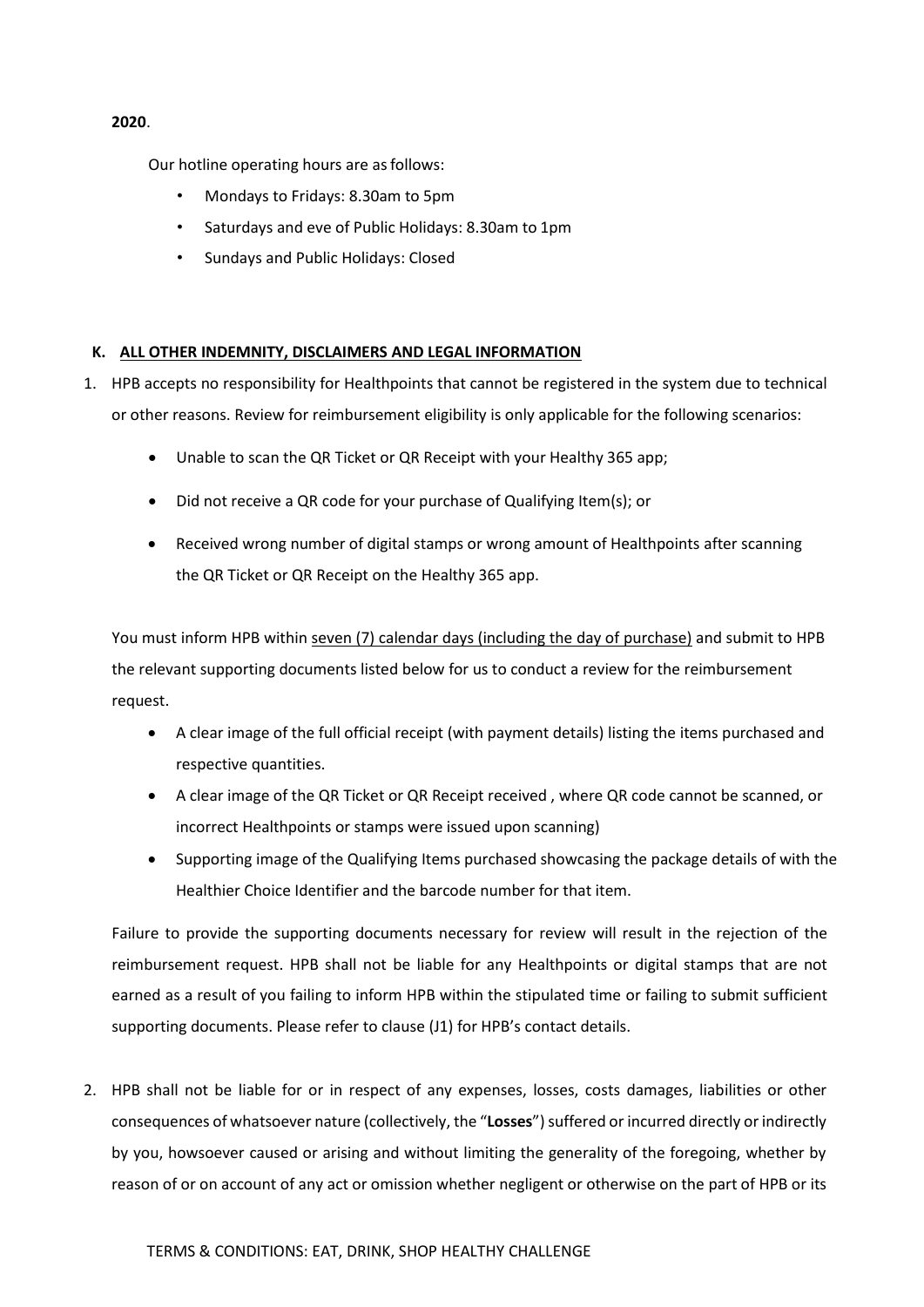**2020**.

Our hotline operating hours are as follows:

- Mondays to Fridays: 8.30am to 5pm
- Saturdays and eve of Public Holidays: 8.30am to 1pm
- Sundays and Public Holidays: Closed

## K. ALL OTHER INDEMNITY, DISCLAIMERS AND LEGAL INFORMATION

1. HPB accepts no responsibility for Healthpoints that cannot be registered in the system due to technical or other reasons. Review for reimbursement eligibility is only applicable for the following scenarios:

   - Unable to scan the QR Ticket or QR Receipt with your Healthy 365 app;
   - Did not receive a QR code for your purchase of Qualifying Item(s); or
   - Received wrong number of digital stamps or wrong amount of Healthpoints after scanning the QR Ticket or QR Receipt on the Healthy 365 app.

   You must inform HPB within seven (7) calendar days (including the day of purchase) and submit to HPB the relevant supporting documents listed below for us to conduct a review for the reimbursement request.

   - A clear image of the full official receipt (with payment details) listing the items purchased and respective quantities.
   - A clear image of the QR Ticket or QR Receipt received , where QR code cannot be scanned, or incorrect Healthpoints or stamps were issued upon scanning)
   - Supporting image of the Qualifying Items purchased showcasing the package details of with the Healthier Choice Identifier and the barcode number for that item.

   Failure to provide the supporting documents necessary for review will result in the rejection of the reimbursement request. HPB shall not be liable for any Healthpoints or digital stamps that are not earned as a result of you failing to inform HPB within the stipulated time or failing to submit sufficient supporting documents. Please refer to clause (J1) for HPB's contact details.

2. HPB shall not be liable for or in respect of any expenses, losses, costs damages, liabilities or other consequences of whatsoever nature (collectively, the "**Losses**") suffered or incurred directly or indirectly by you, howsoever caused or arising and without limiting the generality of the foregoing, whether by reason of or on account of any act or omission whether negligent or otherwise on the part of HPB or its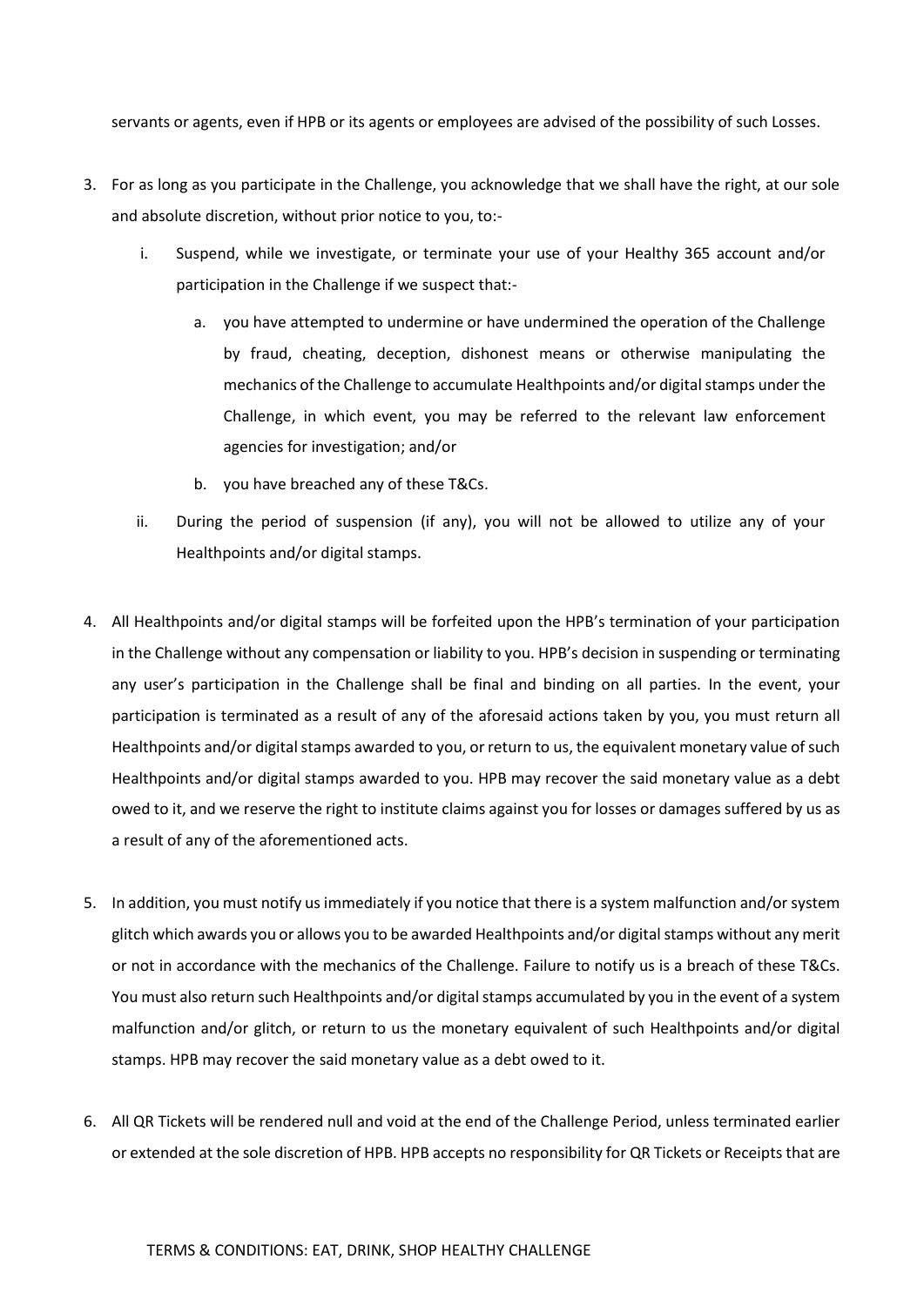servants or agents, even if HPB or its agents or employees are advised of the possibility of such Losses.

3. For as long as you participate in the Challenge, you acknowledge that we shall have the right, at our sole and absolute discretion, without prior notice to you, to:-

   i. Suspend, while we investigate, or terminate your use of your Healthy 365 account and/or participation in the Challenge if we suspect that:-

      a. you have attempted to undermine or have undermined the operation of the Challenge by fraud, cheating, deception, dishonest means or otherwise manipulating the mechanics of the Challenge to accumulate Healthpoints and/or digital stamps under the Challenge, in which event, you may be referred to the relevant law enforcement agencies for investigation; and/or

      b. you have breached any of these T&Cs.

   ii. During the period of suspension (if any), you will not be allowed to utilize any of your Healthpoints and/or digital stamps.

4. All Healthpoints and/or digital stamps will be forfeited upon the HPB's termination of your participation in the Challenge without any compensation or liability to you. HPB's decision in suspending or terminating any user's participation in the Challenge shall be final and binding on all parties. In the event, your participation is terminated as a result of any of the aforesaid actions taken by you, you must return all Healthpoints and/or digital stamps awarded to you, or return to us, the equivalent monetary value of such Healthpoints and/or digital stamps awarded to you. HPB may recover the said monetary value as a debt owed to it, and we reserve the right to institute claims against you for losses or damages suffered by us as a result of any of the aforementioned acts.

5. In addition, you must notify us immediately if you notice that there is a system malfunction and/or system glitch which awards you or allows you to be awarded Healthpoints and/or digital stamps without any merit or not in accordance with the mechanics of the Challenge. Failure to notify us is a breach of these T&Cs. You must also return such Healthpoints and/or digital stamps accumulated by you in the event of a system malfunction and/or glitch, or return to us the monetary equivalent of such Healthpoints and/or digital stamps. HPB may recover the said monetary value as a debt owed to it.

6. All QR Tickets will be rendered null and void at the end of the Challenge Period, unless terminated earlier or extended at the sole discretion of HPB. HPB accepts no responsibility for QR Tickets or Receipts that are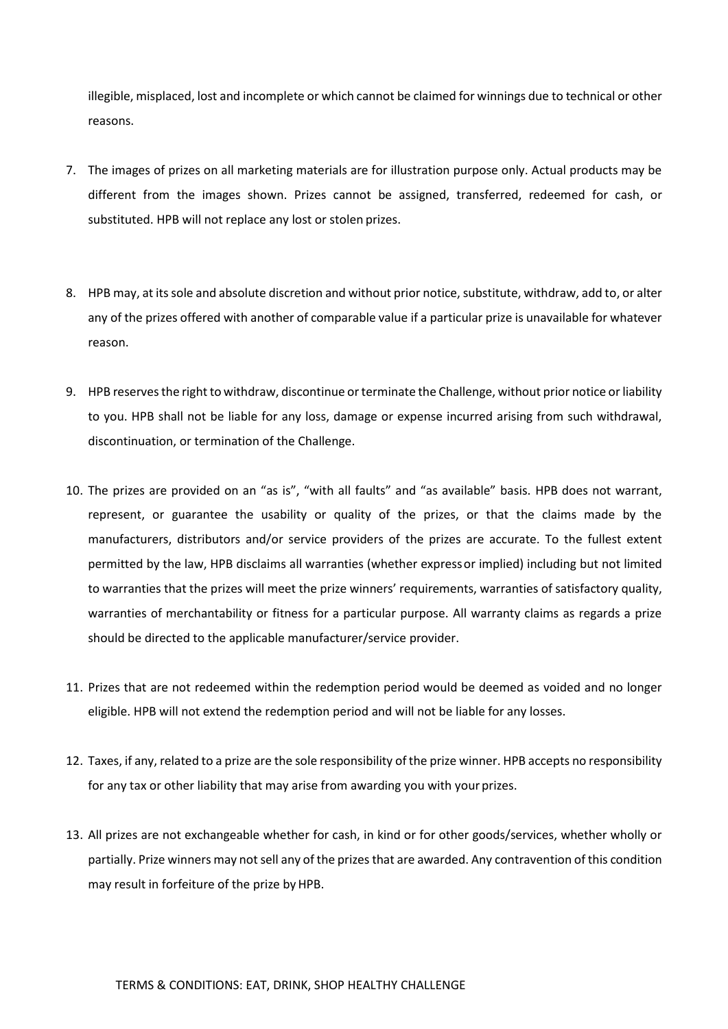illegible, misplaced, lost and incomplete or which cannot be claimed for winnings due to technical or other reasons.

7. The images of prizes on all marketing materials are for illustration purpose only. Actual products may be different from the images shown. Prizes cannot be assigned, transferred, redeemed for cash, or substituted. HPB will not replace any lost or stolen prizes.

8. HPB may, at its sole and absolute discretion and without prior notice, substitute, withdraw, add to, or alter any of the prizes offered with another of comparable value if a particular prize is unavailable for whatever reason.

9. HPB reserves the right to withdraw, discontinue or terminate the Challenge, without prior notice or liability to you. HPB shall not be liable for any loss, damage or expense incurred arising from such withdrawal, discontinuation, or termination of the Challenge.

10. The prizes are provided on an "as is", "with all faults" and "as available" basis. HPB does not warrant, represent, or guarantee the usability or quality of the prizes, or that the claims made by the manufacturers, distributors and/or service providers of the prizes are accurate. To the fullest extent permitted by the law, HPB disclaims all warranties (whether express or implied) including but not limited to warranties that the prizes will meet the prize winners' requirements, warranties of satisfactory quality, warranties of merchantability or fitness for a particular purpose. All warranty claims as regards a prize should be directed to the applicable manufacturer/service provider.

11. Prizes that are not redeemed within the redemption period would be deemed as voided and no longer eligible. HPB will not extend the redemption period and will not be liable for any losses.

12. Taxes, if any, related to a prize are the sole responsibility of the prize winner. HPB accepts no responsibility for any tax or other liability that may arise from awarding you with your prizes.

13. All prizes are not exchangeable whether for cash, in kind or for other goods/services, whether wholly or partially. Prize winners may not sell any of the prizes that are awarded. Any contravention of this condition may result in forfeiture of the prize by HPB.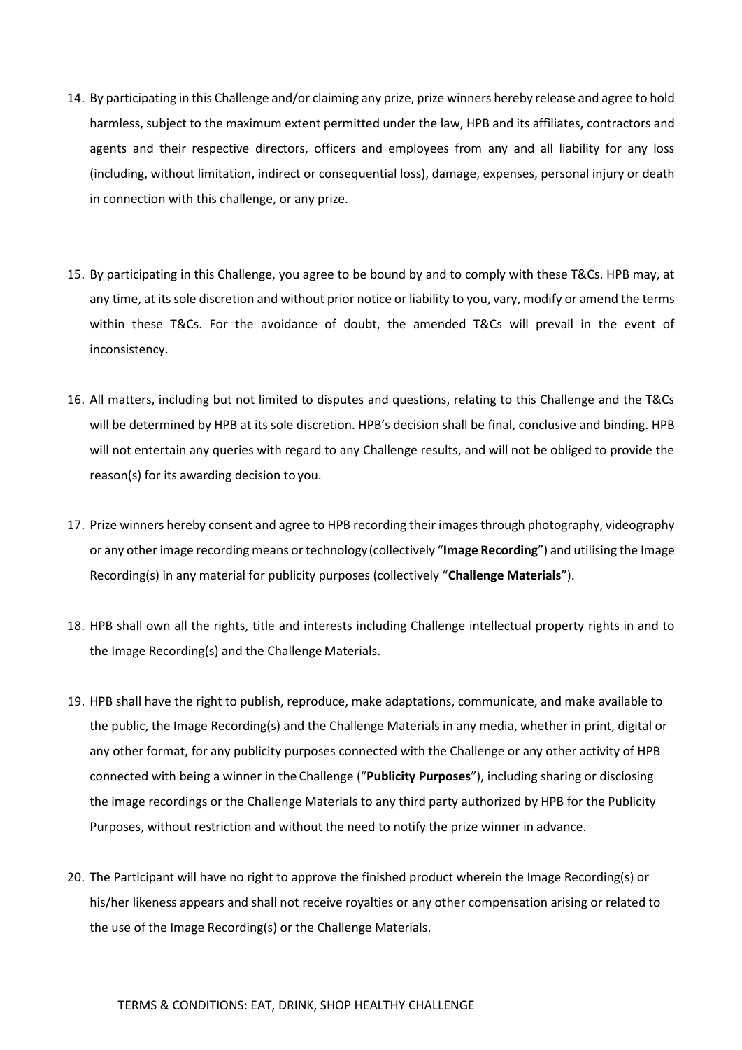14. By participating in this Challenge and/or claiming any prize, prize winners hereby release and agree to hold harmless, subject to the maximum extent permitted under the law, HPB and its affiliates, contractors and agents and their respective directors, officers and employees from any and all liability for any loss (including, without limitation, indirect or consequential loss), damage, expenses, personal injury or death in connection with this challenge, or any prize.

15. By participating in this Challenge, you agree to be bound by and to comply with these T&Cs. HPB may, at any time, at its sole discretion and without prior notice or liability to you, vary, modify or amend the terms within these T&Cs. For the avoidance of doubt, the amended T&Cs will prevail in the event of inconsistency.

16. All matters, including but not limited to disputes and questions, relating to this Challenge and the T&Cs will be determined by HPB at its sole discretion. HPB's decision shall be final, conclusive and binding. HPB will not entertain any queries with regard to any Challenge results, and will not be obliged to provide the reason(s) for its awarding decision to you.

17. Prize winners hereby consent and agree to HPB recording their images through photography, videography or any other image recording means or technology (collectively "**Image Recording**") and utilising the Image Recording(s) in any material for publicity purposes (collectively "**Challenge Materials**").

18. HPB shall own all the rights, title and interests including Challenge intellectual property rights in and to the Image Recording(s) and the Challenge Materials.

19. HPB shall have the right to publish, reproduce, make adaptations, communicate, and make available to the public, the Image Recording(s) and the Challenge Materials in any media, whether in print, digital or any other format, for any publicity purposes connected with the Challenge or any other activity of HPB connected with being a winner in the Challenge ("**Publicity Purposes**"), including sharing or disclosing the image recordings or the Challenge Materials to any third party authorized by HPB for the Publicity Purposes, without restriction and without the need to notify the prize winner in advance.

20. The Participant will have no right to approve the finished product wherein the Image Recording(s) or his/her likeness appears and shall not receive royalties or any other compensation arising or related to the use of the Image Recording(s) or the Challenge Materials.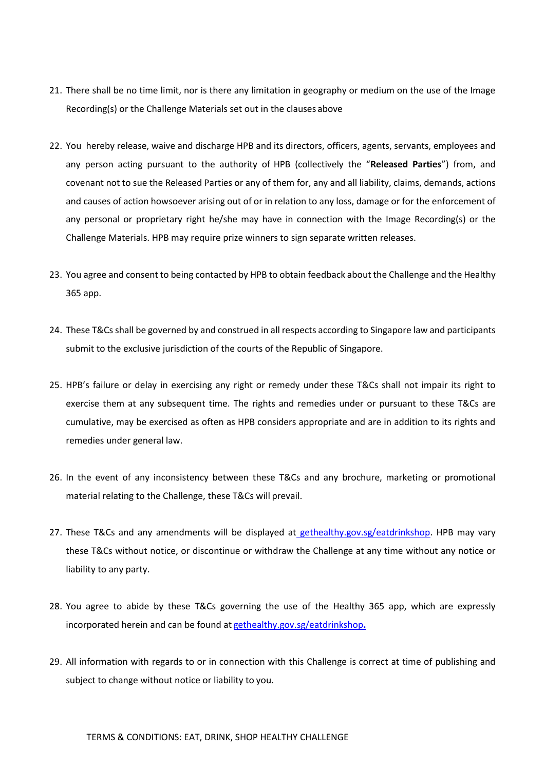21. There shall be no time limit, nor is there any limitation in geography or medium on the use of the Image Recording(s) or the Challenge Materials set out in the clauses above

22. You hereby release, waive and discharge HPB and its directors, officers, agents, servants, employees and any person acting pursuant to the authority of HPB (collectively the "**Released Parties**") from, and covenant not to sue the Released Parties or any of them for, any and all liability, claims, demands, actions and causes of action howsoever arising out of or in relation to any loss, damage or for the enforcement of any personal or proprietary right he/she may have in connection with the Image Recording(s) or the Challenge Materials. HPB may require prize winners to sign separate written releases.

23. You agree and consent to being contacted by HPB to obtain feedback about the Challenge and the Healthy 365 app.

24. These T&Cs shall be governed by and construed in all respects according to Singapore law and participants submit to the exclusive jurisdiction of the courts of the Republic of Singapore.

25. HPB's failure or delay in exercising any right or remedy under these T&Cs shall not impair its right to exercise them at any subsequent time. The rights and remedies under or pursuant to these T&Cs are cumulative, may be exercised as often as HPB considers appropriate and are in addition to its rights and remedies under general law.

26. In the event of any inconsistency between these T&Cs and any brochure, marketing or promotional material relating to the Challenge, these T&Cs will prevail.

27. These T&Cs and any amendments will be displayed at gethealthy.gov.sg/eatdrinkshop. HPB may vary these T&Cs without notice, or discontinue or withdraw the Challenge at any time without any notice or liability to any party.

28. You agree to abide by these T&Cs governing the use of the Healthy 365 app, which are expressly incorporated herein and can be found at gethealthy.gov.sg/eatdrinkshop.

29. All information with regards to or in connection with this Challenge is correct at time of publishing and subject to change without notice or liability to you.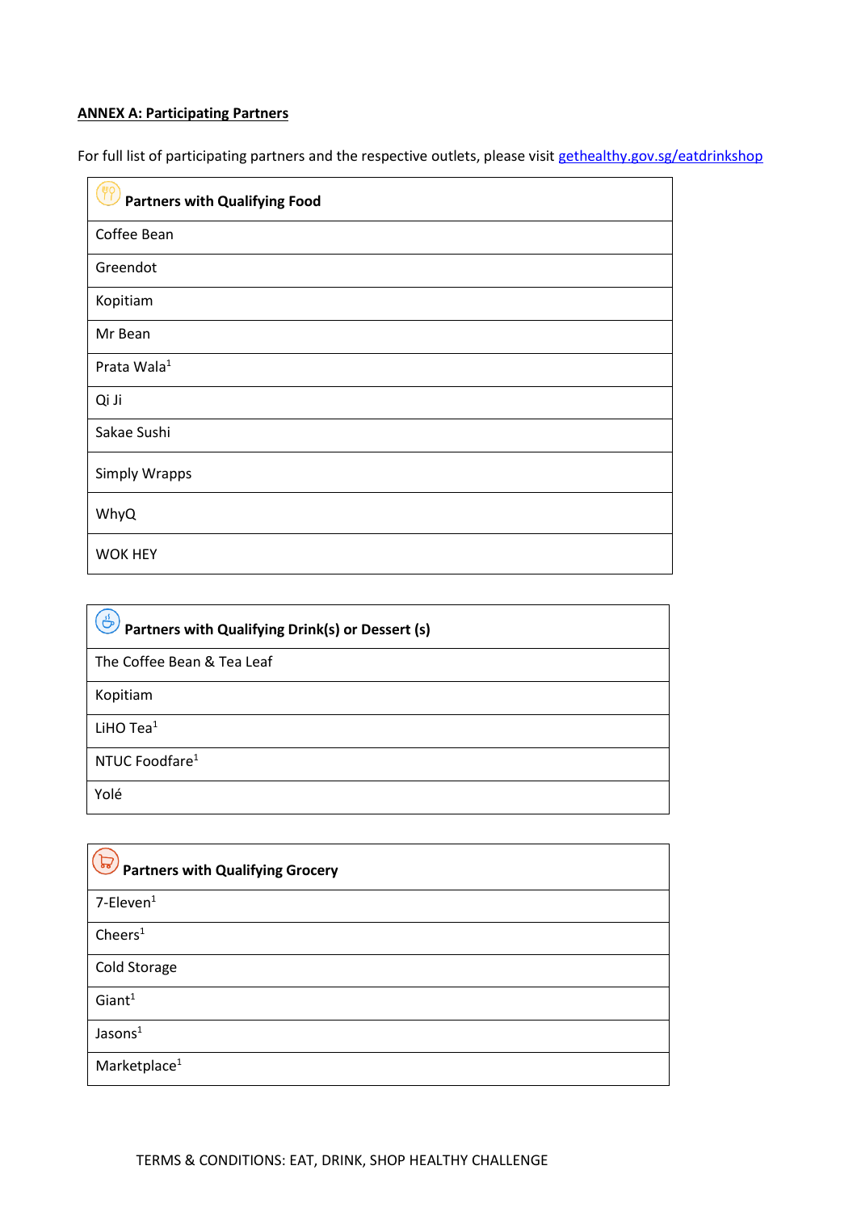**ANNEX A: Participating Partners**

For full list of participating partners and the respective outlets, please visit gethealthy.gov.sg/eatdrinkshop

| Partners with Qualifying Food |
|---|
| Coffee Bean |
| Greendot |
| Kopitiam |
| Mr Bean |
| Prata Wala[1] |
| Qi Ji |
| Sakae Sushi |
| Simply Wrapps |
| WhyQ |
| WOK HEY |

| Partners with Qualifying Drink(s) or Dessert (s) |
|---|
| The Coffee Bean & Tea Leaf |
| Kopitiam |
| LiHO Tea[1] |
| NTUC Foodfare[1] |
| Yolé |

| Partners with Qualifying Grocery |
|---|
| 7-Eleven[1] |
| Cheers[1] |
| Cold Storage |
| Giant[1] |
| Jasons[1] |
| Marketplace[1] |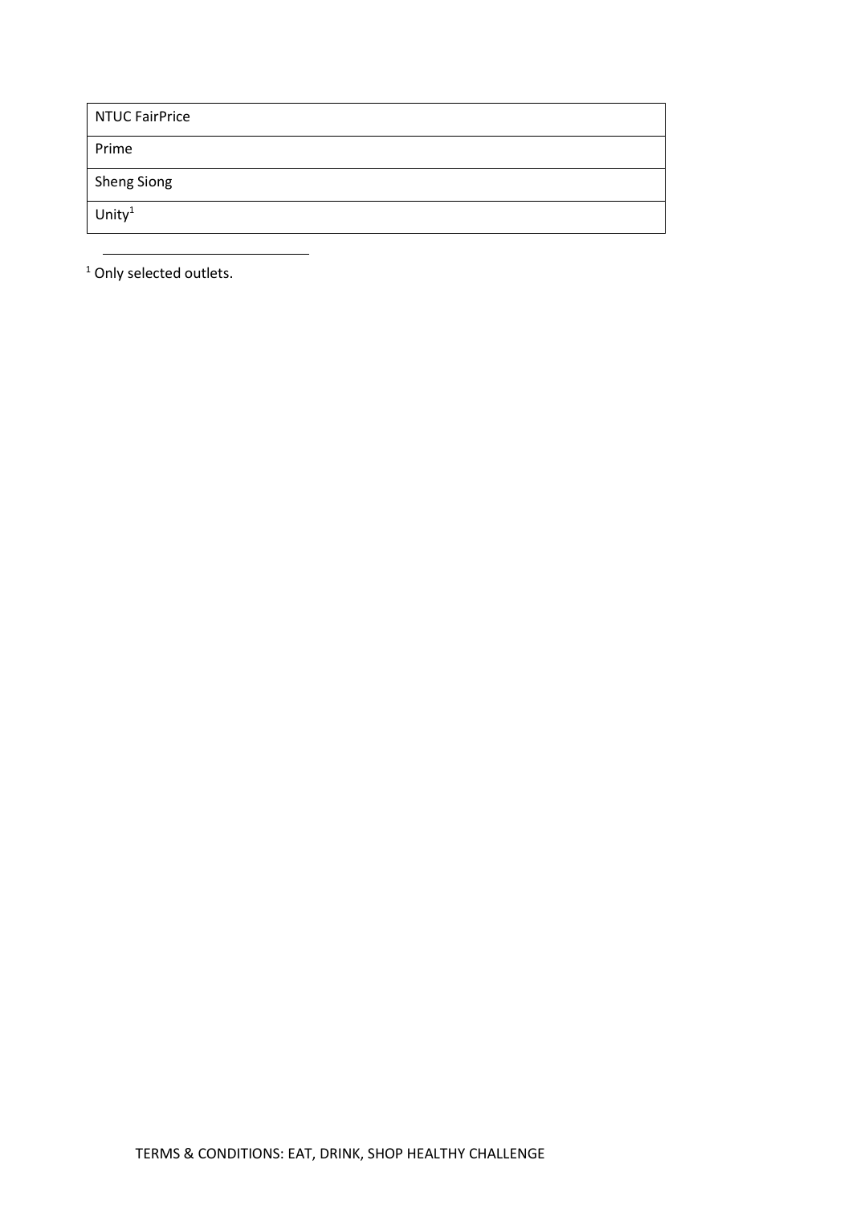| |
|---|
| NTUC FairPrice |
| Prime |
| Sheng Siong |
| Unity[1] |

[1] Only selected outlets.